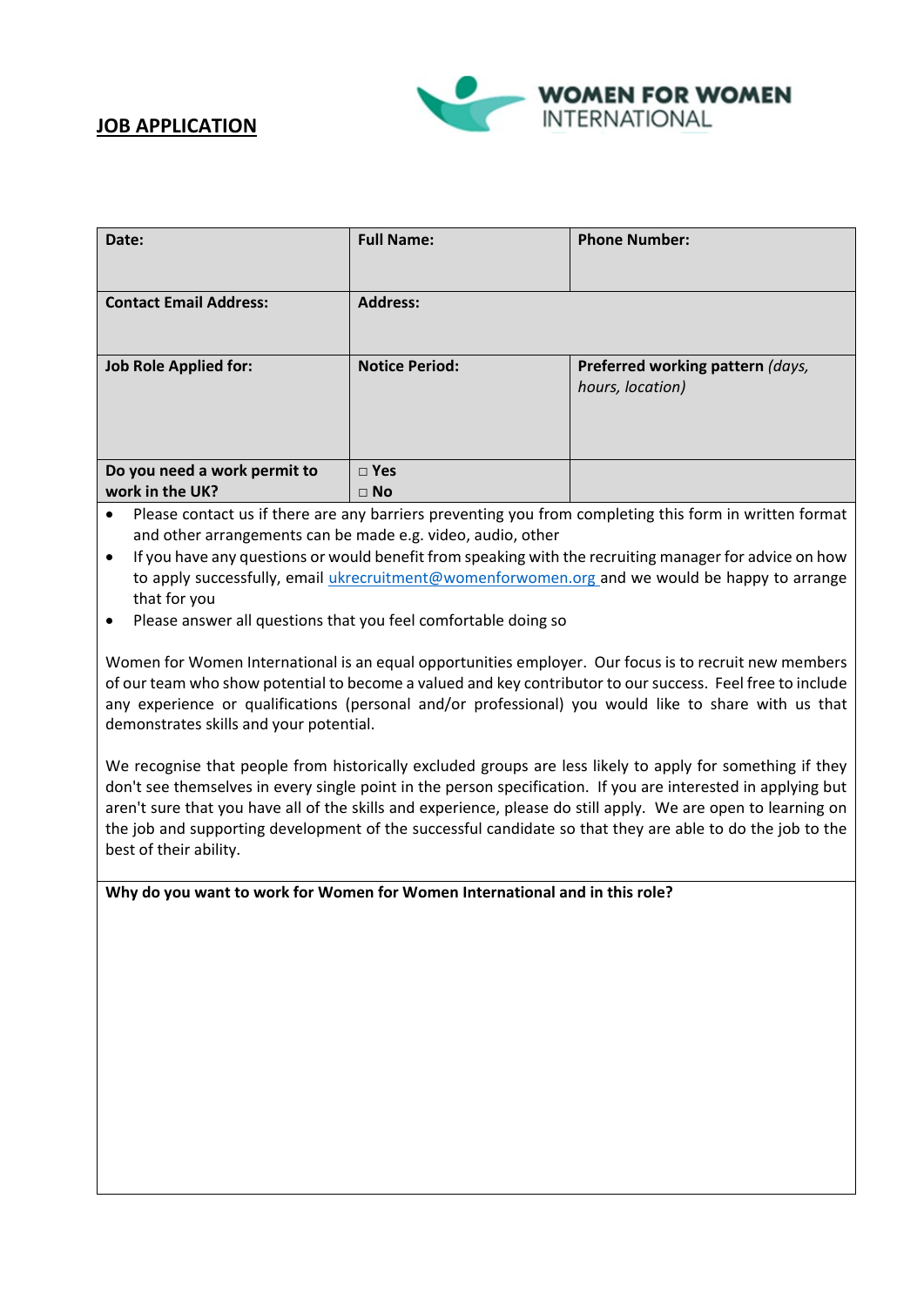# JOB APPLICATION

WOMEN FOR WOMEN INTERNATIONAL

| Date: | Full Name: | Phone Number: |
|---|---|---|
| **Contact Email Address:** | **Address:** | |
| **Job Role Applied for:** | **Notice Period:** | **Preferred working pattern** *(days, hours, location)* |
| **Do you need a work permit to work in the UK?** | □ **Yes**<br>□ **No** | |

- Please contact us if there are any barriers preventing you from completing this form in written format and other arrangements can be made e.g. video, audio, other
- If you have any questions or would benefit from speaking with the recruiting manager for advice on how to apply successfully, email ukrecruitment@womenforwomen.org and we would be happy to arrange that for you
- Please answer all questions that you feel comfortable doing so

Women for Women International is an equal opportunities employer. Our focus is to recruit new members of our team who show potential to become a valued and key contributor to our success. Feel free to include any experience or qualifications (personal and/or professional) you would like to share with us that demonstrates skills and your potential.

We recognise that people from historically excluded groups are less likely to apply for something if they don't see themselves in every single point in the person specification. If you are interested in applying but aren't sure that you have all of the skills and experience, please do still apply. We are open to learning on the job and supporting development of the successful candidate so that they are able to do the job to the best of their ability.

**Why do you want to work for Women for Women International and in this role?**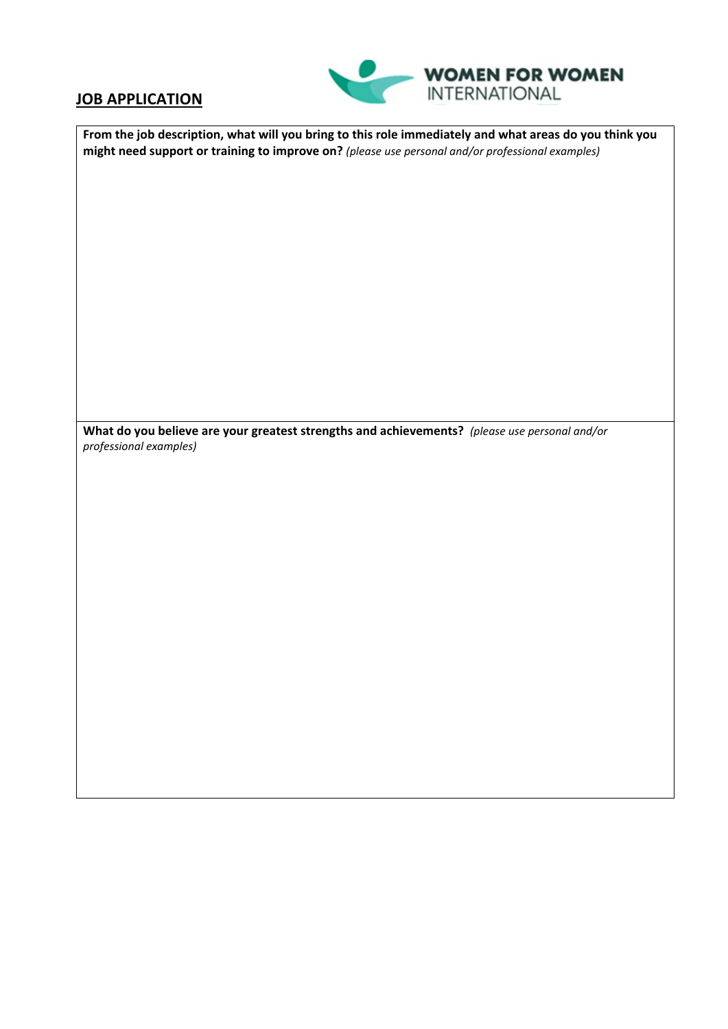## JOB APPLICATION

WOMEN FOR WOMEN INTERNATIONAL

**From the job description, what will you bring to this role immediately and what areas do you think you might need support or training to improve on?** *(please use personal and/or professional examples)*

**What do you believe are your greatest strengths and achievements?** *(please use personal and/or professional examples)*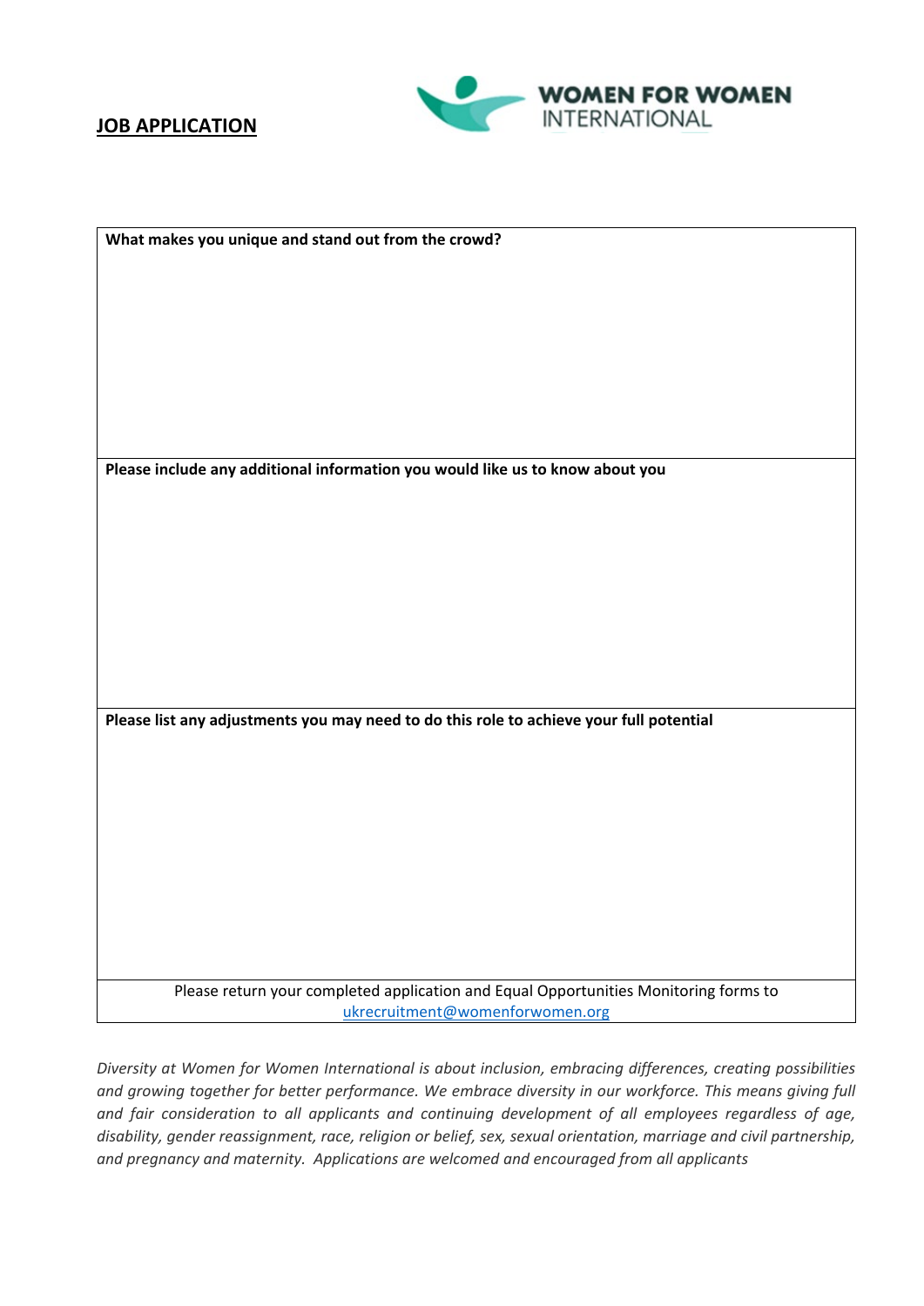**JOB APPLICATION**

WOMEN FOR WOMEN INTERNATIONAL

| |
|---|
| **What makes you unique and stand out from the crowd?** |
| **Please include any additional information you would like us to know about you** |
| **Please list any adjustments you may need to do this role to achieve your full potential** |
| Please return your completed application and Equal Opportunities Monitoring forms to ukrecruitment@womenforwomen.org |

*Diversity at Women for Women International is about inclusion, embracing differences, creating possibilities and growing together for better performance. We embrace diversity in our workforce. This means giving full and fair consideration to all applicants and continuing development of all employees regardless of age, disability, gender reassignment, race, religion or belief, sex, sexual orientation, marriage and civil partnership, and pregnancy and maternity. Applications are welcomed and encouraged from all applicants*